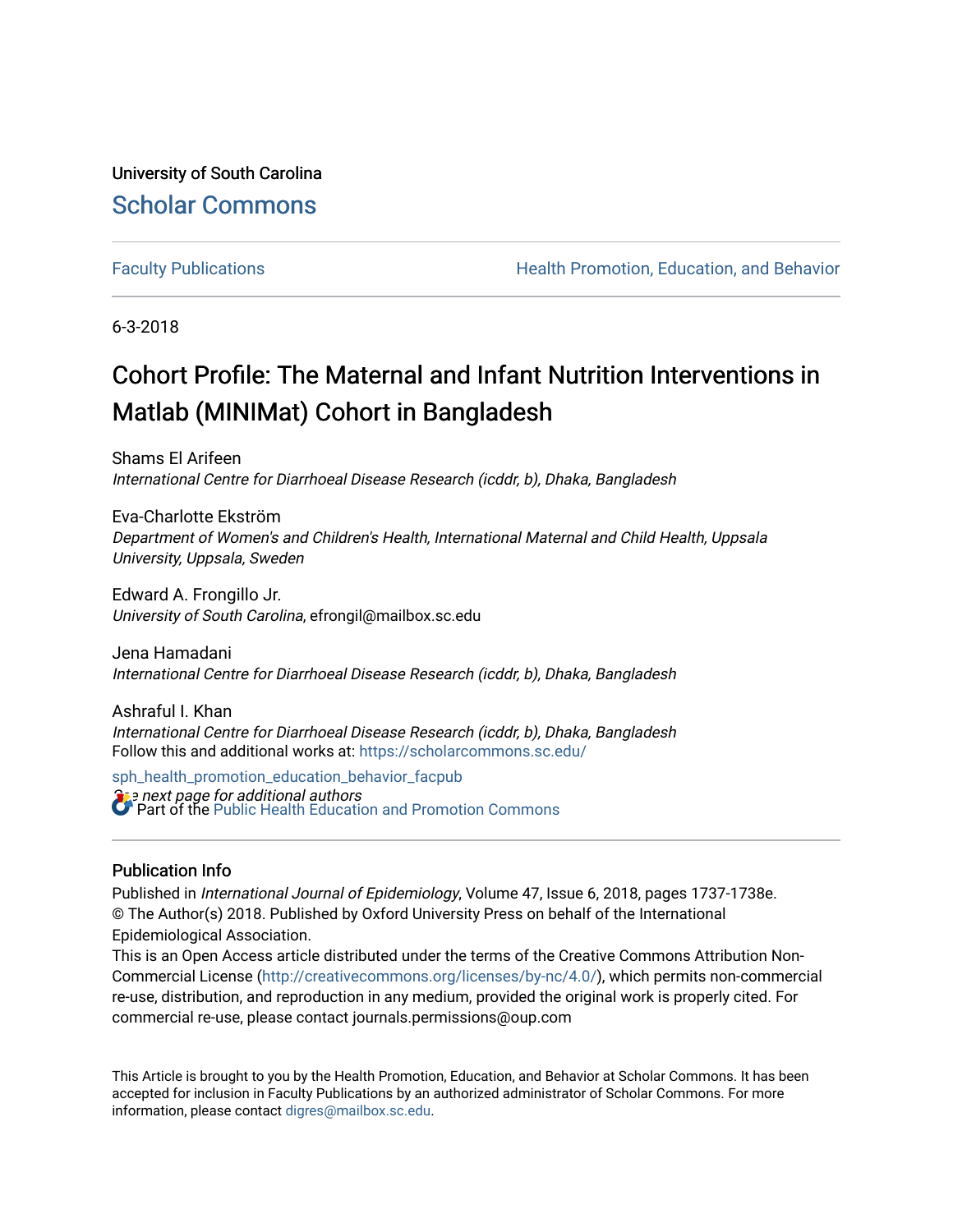University of South Carolina

# Scholar Commons

Faculty Publications | Health Promotion, Education, and Behavior

6-3-2018

# Cohort Profile: The Maternal and Infant Nutrition Interventions in Matlab (MINIMat) Cohort in Bangladesh

Shams El Arifeen
*International Centre for Diarrhoeal Disease Research (icddr, b), Dhaka, Bangladesh*

Eva-Charlotte Ekström
*Department of Women's and Children's Health, International Maternal and Child Health, Uppsala University, Uppsala, Sweden*

Edward A. Frongillo Jr.
*University of South Carolina*, efrongil@mailbox.sc.edu

Jena Hamadani
*International Centre for Diarrhoeal Disease Research (icddr, b), Dhaka, Bangladesh*

Ashraful I. Khan
*International Centre for Diarrhoeal Disease Research (icddr, b), Dhaka, Bangladesh*

*See next page for additional authors*

Follow this and additional works at: https://scholarcommons.sc.edu/sph_health_promotion_education_behavior_facpub

Part of the Public Health Education and Promotion Commons

## Publication Info

Published in *International Journal of Epidemiology*, Volume 47, Issue 6, 2018, pages 1737-1738e.
© The Author(s) 2018. Published by Oxford University Press on behalf of the International Epidemiological Association.
This is an Open Access article distributed under the terms of the Creative Commons Attribution Non-Commercial License (http://creativecommons.org/licenses/by-nc/4.0/), which permits non-commercial re-use, distribution, and reproduction in any medium, provided the original work is properly cited. For commercial re-use, please contact journals.permissions@oup.com

This Article is brought to you by the Health Promotion, Education, and Behavior at Scholar Commons. It has been accepted for inclusion in Faculty Publications by an authorized administrator of Scholar Commons. For more information, please contact digres@mailbox.sc.edu.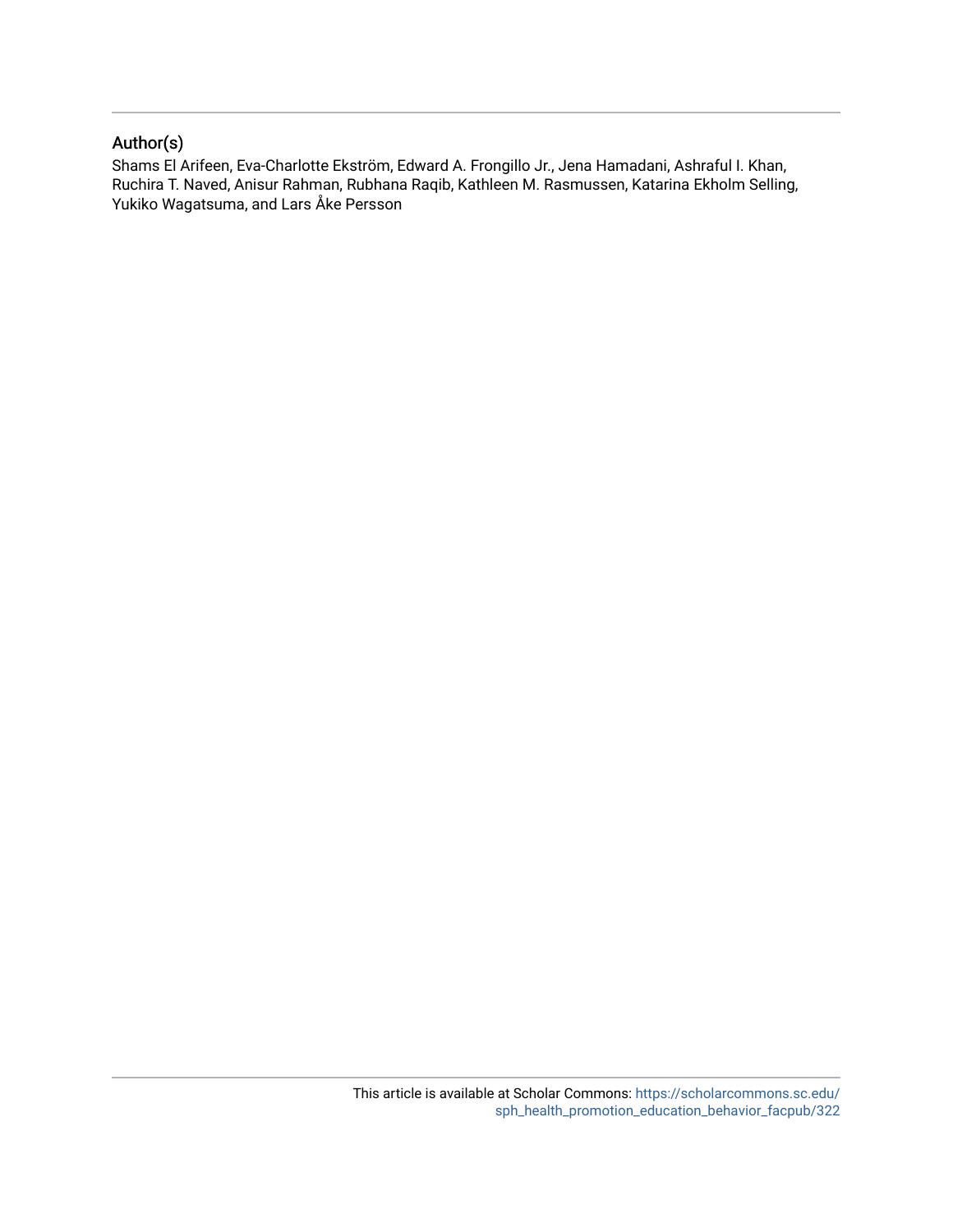## Author(s)

Shams El Arifeen, Eva-Charlotte Ekström, Edward A. Frongillo Jr., Jena Hamadani, Ashraful I. Khan, Ruchira T. Naved, Anisur Rahman, Rubhana Raqib, Kathleen M. Rasmussen, Katarina Ekholm Selling, Yukiko Wagatsuma, and Lars Åke Persson

This article is available at Scholar Commons: https://scholarcommons.sc.edu/sph_health_promotion_education_behavior_facpub/322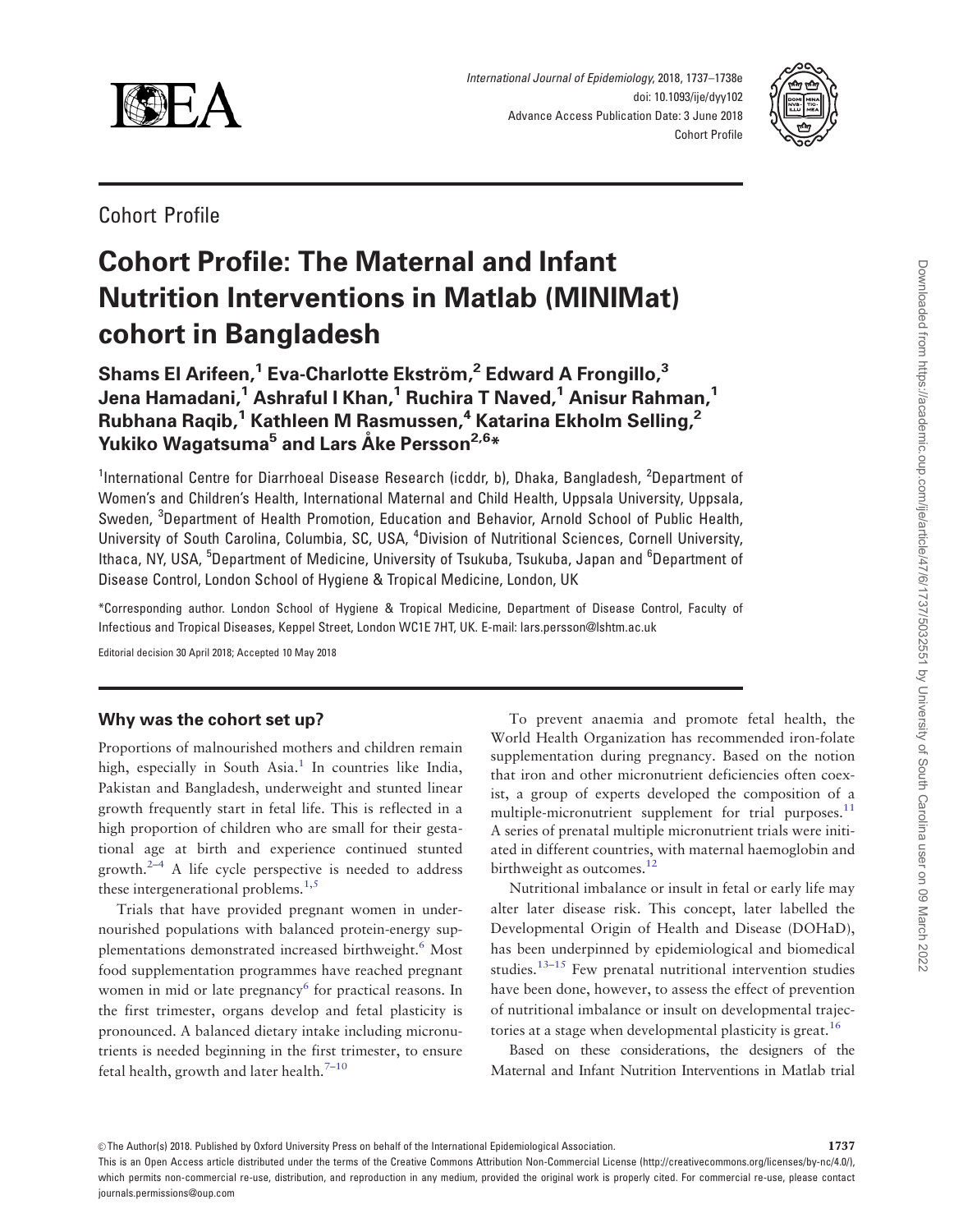Cohort Profile

# Cohort Profile: The Maternal and Infant Nutrition Interventions in Matlab (MINIMat) cohort in Bangladesh

**Shams El Arifeen,[1] Eva-Charlotte Ekström,[2] Edward A Frongillo,[3] Jena Hamadani,[1] Ashraful I Khan,[1] Ruchira T Naved,[1] Anisur Rahman,[1] Rubhana Raqib,[1] Kathleen M Rasmussen,[4] Katarina Ekholm Selling,[2] Yukiko Wagatsuma[5] and Lars Åke Persson[2,6]***

[1]International Centre for Diarrhoeal Disease Research (icddr, b), Dhaka, Bangladesh, [2]Department of Women's and Children's Health, International Maternal and Child Health, Uppsala University, Uppsala, Sweden, [3]Department of Health Promotion, Education and Behavior, Arnold School of Public Health, University of South Carolina, Columbia, SC, USA, [4]Division of Nutritional Sciences, Cornell University, Ithaca, NY, USA, [5]Department of Medicine, University of Tsukuba, Tsukuba, Japan and [6]Department of Disease Control, London School of Hygiene & Tropical Medicine, London, UK

*Corresponding author. London School of Hygiene & Tropical Medicine, Department of Disease Control, Faculty of Infectious and Tropical Diseases, Keppel Street, London WC1E 7HT, UK. E-mail: lars.persson@lshtm.ac.uk

Editorial decision 30 April 2018; Accepted 10 May 2018

## Why was the cohort set up?

Proportions of malnourished mothers and children remain high, especially in South Asia.[1] In countries like India, Pakistan and Bangladesh, underweight and stunted linear growth frequently start in fetal life. This is reflected in a high proportion of children who are small for their gestational age at birth and experience continued stunted growth.[2–4] A life cycle perspective is needed to address these intergenerational problems.[1,5]

Trials that have provided pregnant women in undernourished populations with balanced protein-energy supplementations demonstrated increased birthweight.[6] Most food supplementation programmes have reached pregnant women in mid or late pregnancy[6] for practical reasons. In the first trimester, organs develop and fetal plasticity is pronounced. A balanced dietary intake including micronutrients is needed beginning in the first trimester, to ensure fetal health, growth and later health.[7–10]

To prevent anaemia and promote fetal health, the World Health Organization has recommended iron-folate supplementation during pregnancy. Based on the notion that iron and other micronutrient deficiencies often coexist, a group of experts developed the composition of a multiple-micronutrient supplement for trial purposes.[11] A series of prenatal multiple micronutrient trials were initiated in different countries, with maternal haemoglobin and birthweight as outcomes.[12]

Nutritional imbalance or insult in fetal or early life may alter later disease risk. This concept, later labelled the Developmental Origin of Health and Disease (DOHaD), has been underpinned by epidemiological and biomedical studies.[13–15] Few prenatal nutritional intervention studies have been done, however, to assess the effect of prevention of nutritional imbalance or insult on developmental trajectories at a stage when developmental plasticity is great.[16]

Based on these considerations, the designers of the Maternal and Infant Nutrition Interventions in Matlab trial

© The Author(s) 2018. Published by Oxford University Press on behalf of the International Epidemiological Association.

This is an Open Access article distributed under the terms of the Creative Commons Attribution Non-Commercial License (http://creativecommons.org/licenses/by-nc/4.0/), which permits non-commercial re-use, distribution, and reproduction in any medium, provided the original work is properly cited. For commercial re-use, please contact journals.permissions@oup.com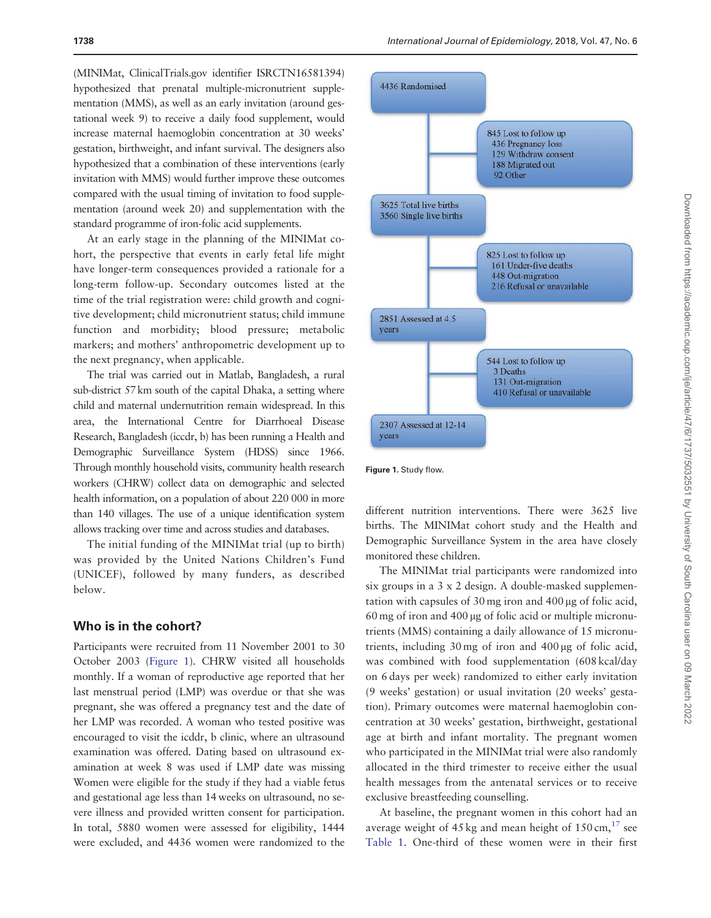(MINIMat, ClinicalTrials.gov identifier ISRCTN16581394) hypothesized that prenatal multiple-micronutrient supplementation (MMS), as well as an early invitation (around gestational week 9) to receive a daily food supplement, would increase maternal haemoglobin concentration at 30 weeks' gestation, birthweight, and infant survival. The designers also hypothesized that a combination of these interventions (early invitation with MMS) would further improve these outcomes compared with the usual timing of invitation to food supplementation (around week 20) and supplementation with the standard programme of iron-folic acid supplements.

At an early stage in the planning of the MINIMat cohort, the perspective that events in early fetal life might have longer-term consequences provided a rationale for a long-term follow-up. Secondary outcomes listed at the time of the trial registration were: child growth and cognitive development; child micronutrient status; child immune function and morbidity; blood pressure; metabolic markers; and mothers' anthropometric development up to the next pregnancy, when applicable.

The trial was carried out in Matlab, Bangladesh, a rural sub-district 57 km south of the capital Dhaka, a setting where child and maternal undernutrition remain widespread. In this area, the International Centre for Diarrhoeal Disease Research, Bangladesh (iccdr, b) has been running a Health and Demographic Surveillance System (HDSS) since 1966. Through monthly household visits, community health research workers (CHRW) collect data on demographic and selected health information, on a population of about 220 000 in more than 140 villages. The use of a unique identification system allows tracking over time and across studies and databases.

The initial funding of the MINIMat trial (up to birth) was provided by the United Nations Children's Fund (UNICEF), followed by many funders, as described below.

## Who is in the cohort?

Participants were recruited from 11 November 2001 to 30 October 2003 (Figure 1). CHRW visited all households monthly. If a woman of reproductive age reported that her last menstrual period (LMP) was overdue or that she was pregnant, she was offered a pregnancy test and the date of her LMP was recorded. A woman who tested positive was encouraged to visit the iccdr, b clinic, where an ultrasound examination was offered. Dating based on ultrasound examination at week 8 was used if LMP date was missing Women were eligible for the study if they had a viable fetus and gestational age less than 14 weeks on ultrasound, no severe illness and provided written consent for participation. In total, 5880 women were assessed for eligibility, 1444 were excluded, and 4436 women were randomized to the different nutrition interventions. There were 3625 live births. The MINIMat cohort study and the Health and Demographic Surveillance System in the area have closely monitored these children.

4436 Randomised

845 Lost to follow up
- 436 Pregnancy loss
- 129 Withdraw consent
- 188 Migrated out
- 92 Other

3625 Total live births
3560 Single live births

825 Lost to follow up
- 161 Under-five deaths
- 448 Out-migration
- 216 Refusal or unavailable

2851 Assessed at 4.5 years

544 Lost to follow up
- 3 Deaths
- 131 Out-migration
- 410 Refusal or unavailable

2307 Assessed at 12-14 years

**Figure 1.** Study flow.

The MINIMat trial participants were randomized into six groups in a 3 x 2 design. A double-masked supplementation with capsules of 30 mg iron and 400 µg of folic acid, 60 mg of iron and 400 µg of folic acid or multiple micronutrients (MMS) containing a daily allowance of 15 micronutrients, including 30 mg of iron and 400 µg of folic acid, was combined with food supplementation (608 kcal/day on 6 days per week) randomized to either early invitation (9 weeks' gestation) or usual invitation (20 weeks' gestation). Primary outcomes were maternal haemoglobin concentration at 30 weeks' gestation, birthweight, gestational age at birth and infant mortality. The pregnant women who participated in the MINIMat trial were also randomly allocated in the third trimester to receive either the usual health messages from the antenatal services or to receive exclusive breastfeeding counselling.

At baseline, the pregnant women in this cohort had an average weight of 45 kg and mean height of 150 cm,[17] see Table 1. One-third of these women were in their first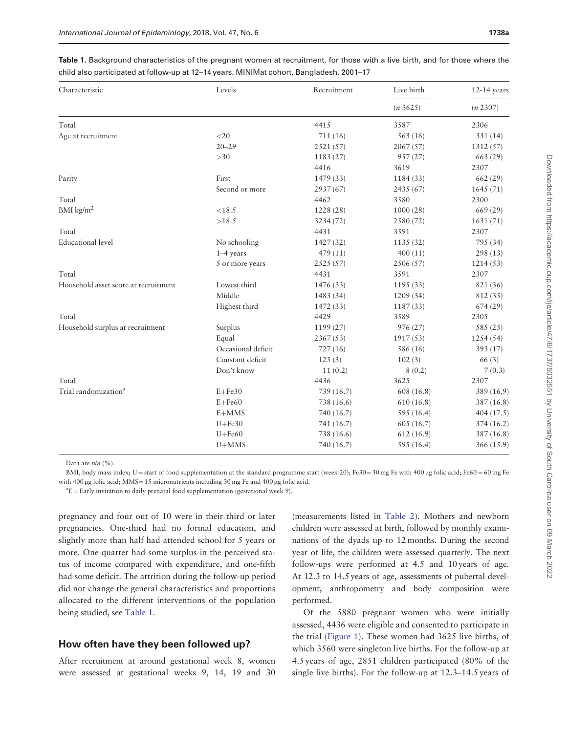**Table 1.** Background characteristics of the pregnant women at recruitment, for those with a live birth, and for those where the child also participated at follow-up at 12–14 years. MINIMat cohort, Bangladesh, 2001–17

| Characteristic | Levels | Recruitment | Live birth ($n$ 3625) | 12-14 years ($n$ 2307) |
|---|---|---|---|---|
| Total | | 4415 | 3587 | 2306 |
| Age at recruitment | <20 | 711 (16) | 563 (16) | 331 (14) |
| | 20–29 | 2521 (57) | 2067 (57) | 1312 (57) |
| | >30 | 1183 (27) | 957 (27) | 663 (29) |
| | | 4416 | 3619 | 2307 |
| Parity | First | 1479 (33) | 1184 (33) | 662 (29) |
| | Second or more | 2937 (67) | 2435 (67) | 1645 (71) |
| Total | | 4462 | 3580 | 2300 |
| BMI kg/m$^2$ | <18.5 | 1228 (28) | 1000 (28) | 669 (29) |
| | >18.5 | 3234 (72) | 2580 (72) | 1631 (71) |
| Total | | 4431 | 3591 | 2307 |
| Educational level | No schooling | 1427 (32) | 1135 (32) | 795 (34) |
| | 1–4 years | 479 (11) | 400 (11) | 298 (13) |
| | 5 or more years | 2525 (57) | 2506 (57) | 1214 (53) |
| Total | | 4431 | 3591 | 2307 |
| Household asset score at recruitment | Lowest third | 1476 (33) | 1195 (33) | 821 (36) |
| | Middle | 1483 (34) | 1209 (34) | 812 (35) |
| | Highest third | 1472 (33) | 1187 (33) | 674 (29) |
| Total | | 4429 | 3589 | 2305 |
| Household surplus at recruitment | Surplus | 1199 (27) | 976 (27) | 585 (25) |
| | Equal | 2367 (53) | 1917 (53) | 1254 (54) |
| | Occasional deficit | 727 (16) | 586 (16) | 393 (17) |
| | Constant deficit | 125 (3) | 102 (3) | 66 (3) |
| | Don't know | 11 (0.2) | 8 (0.2) | 7 (0.3) |
| Total | | 4436 | 3625 | 2307 |
| Trial randomization[a] | E+Fe30 | 739 (16.7) | 608 (16.8) | 389 (16.9) |
| | E+Fe60 | 738 (16.6) | 610 (16.8) | 387 (16.8) |
| | E+MMS | 740 (16.7) | 595 (16.4) | 404 (17.5) |
| | U+Fe30 | 741 (16.7) | 605 (16.7) | 374 (16.2) |
| | U+Fe60 | 738 (16.6) | 612 (16.9) | 387 (16.8) |
| | U+MMS | 740 (16.7) | 595 (16.4) | 366 (15.9) |

Data are *n*/*n* (%).

BMI, body mass index; U = start of food supplementation at the standard programme start (week 20); Fe30 = 30 mg Fe with 400 µg folic acid; Fe60 = 60 mg Fe with 400 µg folic acid; MMS = 15 micronutrients including 30 mg Fe and 400 µg folic acid.

[a]E = Early invitation to daily prenatal food supplementation (gestational week 9).

pregnancy and four out of 10 were in their third or later pregnancies. One-third had no formal education, and slightly more than half had attended school for 5 years or more. One-quarter had some surplus in the perceived status of income compared with expenditure, and one-fifth had some deficit. The attrition during the follow-up period did not change the general characteristics and proportions allocated to the different interventions of the population being studied, see Table 1.

## How often have they been followed up?

After recruitment at around gestational week 8, women were assessed at gestational weeks 9, 14, 19 and 30 (measurements listed in Table 2). Mothers and newborn children were assessed at birth, followed by monthly examinations of the dyads up to 12 months. During the second year of life, the children were assessed quarterly. The next follow-ups were performed at 4.5 and 10 years of age. At 12.3 to 14.5 years of age, assessments of pubertal development, anthropometry and body composition were performed.

Of the 5880 pregnant women who were initially assessed, 4436 were eligible and consented to participate in the trial (Figure 1). These women had 3625 live births, of which 3560 were singleton live births. For the follow-up at 4.5 years of age, 2851 children participated (80% of the single live births). For the follow-up at 12.3–14.5 years of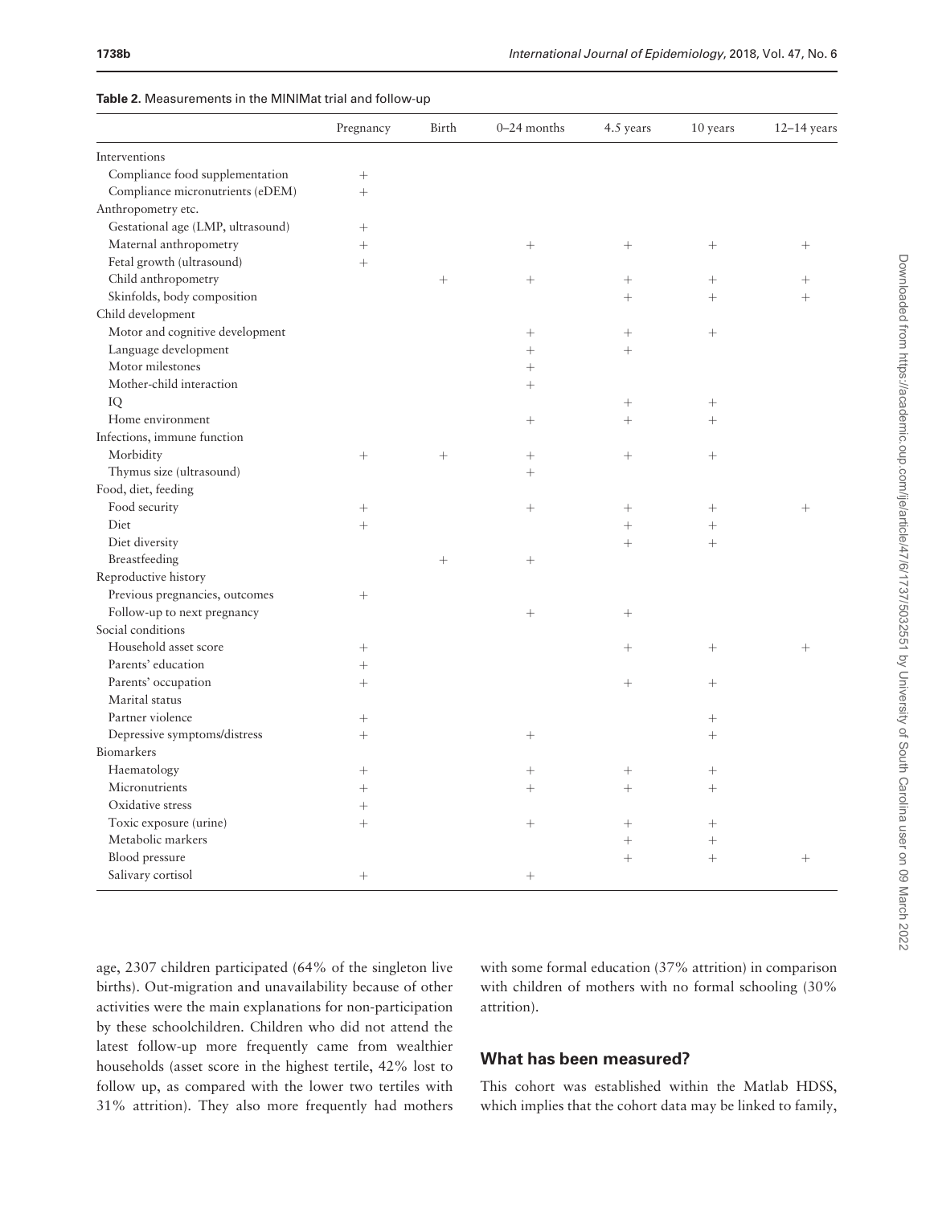**Table 2.** Measurements in the MINIMat trial and follow-up

| | Pregnancy | Birth | 0–24 months | 4.5 years | 10 years | 12–14 years |
|---|---|---|---|---|---|---|
| Interventions | | | | | | |
| Compliance food supplementation | + | | | | | |
| Compliance micronutrients (eDEM) | + | | | | | |
| Anthropometry etc. | | | | | | |
| Gestational age (LMP, ultrasound) | + | | | | | |
| Maternal anthropometry | + | | + | + | + | + |
| Fetal growth (ultrasound) | + | | | | | |
| Child anthropometry | | + | + | + | + | + |
| Skinfolds, body composition | | | | + | + | + |
| Child development | | | | | | |
| Motor and cognitive development | | | + | + | + | |
| Language development | | | + | + | | |
| Motor milestones | | | + | | | |
| Mother-child interaction | | | + | | | |
| IQ | | | | + | + | |
| Home environment | | | + | + | + | |
| Infections, immune function | | | | | | |
| Morbidity | + | + | + | + | + | |
| Thymus size (ultrasound) | | | + | | | |
| Food, diet, feeding | | | | | | |
| Food security | + | | + | + | + | + |
| Diet | + | | | + | + | |
| Diet diversity | | | | + | + | |
| Breastfeeding | | + | + | | | |
| Reproductive history | | | | | | |
| Previous pregnancies, outcomes | + | | | | | |
| Follow-up to next pregnancy | | | + | + | | |
| Social conditions | | | | | | |
| Household asset score | + | | | + | + | + |
| Parents' education | + | | | | | |
| Parents' occupation | + | | | + | + | |
| Marital status | | | | | | |
| Partner violence | + | | | | + | |
| Depressive symptoms/distress | + | | + | | + | |
| Biomarkers | | | | | | |
| Haematology | + | | + | + | + | |
| Micronutrients | + | | + | + | + | |
| Oxidative stress | + | | | | | |
| Toxic exposure (urine) | + | | + | + | + | |
| Metabolic markers | | | | + | + | |
| Blood pressure | | | | + | + | + |
| Salivary cortisol | + | | + | | | |

age, 2307 children participated (64% of the singleton live births). Out-migration and unavailability because of other activities were the main explanations for non-participation by these schoolchildren. Children who did not attend the latest follow-up more frequently came from wealthier households (asset score in the highest tertile, 42% lost to follow up, as compared with the lower two tertiles with 31% attrition). They also more frequently had mothers with some formal education (37% attrition) in comparison with children of mothers with no formal schooling (30% attrition).

## What has been measured?

This cohort was established within the Matlab HDSS, which implies that the cohort data may be linked to family,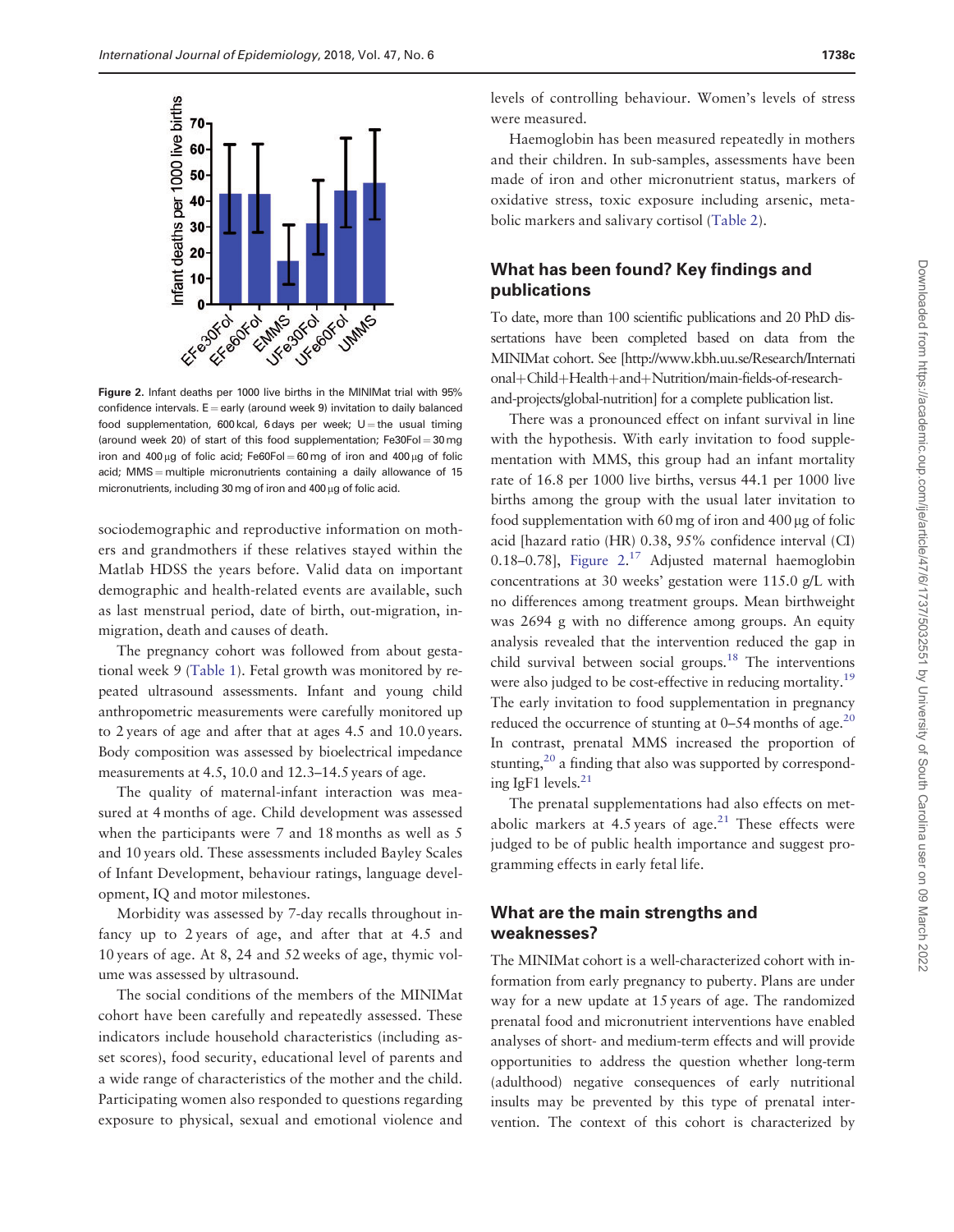Figure 2. Infant deaths per 1000 live births in the MINIMat trial with 95% confidence intervals. E = early (around week 9) invitation to daily balanced food supplementation, 600 kcal, 6 days per week; U = the usual timing (around week 20) of start of this food supplementation; Fe30Fol = 30 mg iron and 400 μg of folic acid; Fe60Fol = 60 mg of iron and 400 μg of folic acid; MMS = multiple micronutrients containing a daily allowance of 15 micronutrients, including 30 mg of iron and 400 μg of folic acid.

sociodemographic and reproductive information on mothers and grandmothers if these relatives stayed within the Matlab HDSS the years before. Valid data on important demographic and health-related events are available, such as last menstrual period, date of birth, out-migration, in-migration, death and causes of death.

The pregnancy cohort was followed from about gestational week 9 (Table 1). Fetal growth was monitored by repeated ultrasound assessments. Infant and young child anthropometric measurements were carefully monitored up to 2 years of age and after that at ages 4.5 and 10.0 years. Body composition was assessed by bioelectrical impedance measurements at 4.5, 10.0 and 12.3–14.5 years of age.

The quality of maternal-infant interaction was measured at 4 months of age. Child development was assessed when the participants were 7 and 18 months as well as 5 and 10 years old. These assessments included Bayley Scales of Infant Development, behaviour ratings, language development, IQ and motor milestones.

Morbidity was assessed by 7-day recalls throughout infancy up to 2 years of age, and after that at 4.5 and 10 years of age. At 8, 24 and 52 weeks of age, thymic volume was assessed by ultrasound.

The social conditions of the members of the MINIMat cohort have been carefully and repeatedly assessed. These indicators include household characteristics (including asset scores), food security, educational level of parents and a wide range of characteristics of the mother and the child. Participating women also responded to questions regarding exposure to physical, sexual and emotional violence and levels of controlling behaviour. Women's levels of stress were measured.

Haemoglobin has been measured repeatedly in mothers and their children. In sub-samples, assessments have been made of iron and other micronutrient status, markers of oxidative stress, toxic exposure including arsenic, metabolic markers and salivary cortisol (Table 2).

## What has been found? Key findings and publications

To date, more than 100 scientific publications and 20 PhD dissertations have been completed based on data from the MINIMat cohort. See [http://www.kbh.uu.se/Research/International+Child+Health+and+Nutrition/main-fields-of-research-and-projects/global-nutrition] for a complete publication list.

There was a pronounced effect on infant survival in line with the hypothesis. With early invitation to food supplementation with MMS, this group had an infant mortality rate of 16.8 per 1000 live births, versus 44.1 per 1000 live births among the group with the usual later invitation to food supplementation with 60 mg of iron and 400 μg of folic acid [hazard ratio (HR) 0.38, 95% confidence interval (CI) 0.18–0.78], Figure 2.[17] Adjusted maternal haemoglobin concentrations at 30 weeks' gestation were 115.0 g/L with no differences among treatment groups. Mean birthweight was 2694 g with no difference among groups. An equity analysis revealed that the intervention reduced the gap in child survival between social groups.[18] The interventions were also judged to be cost-effective in reducing mortality.[19] The early invitation to food supplementation in pregnancy reduced the occurrence of stunting at 0–54 months of age.[20] In contrast, prenatal MMS increased the proportion of stunting,[20] a finding that also was supported by corresponding IgF1 levels.[21]

The prenatal supplementations had also effects on metabolic markers at 4.5 years of age.[21] These effects were judged to be of public health importance and suggest programming effects in early fetal life.

## What are the main strengths and weaknesses?

The MINIMat cohort is a well-characterized cohort with information from early pregnancy to puberty. Plans are under way for a new update at 15 years of age. The randomized prenatal food and micronutrient interventions have enabled analyses of short- and medium-term effects and will provide opportunities to address the question whether long-term (adulthood) negative consequences of early nutritional insults may be prevented by this type of prenatal intervention. The context of this cohort is characterized by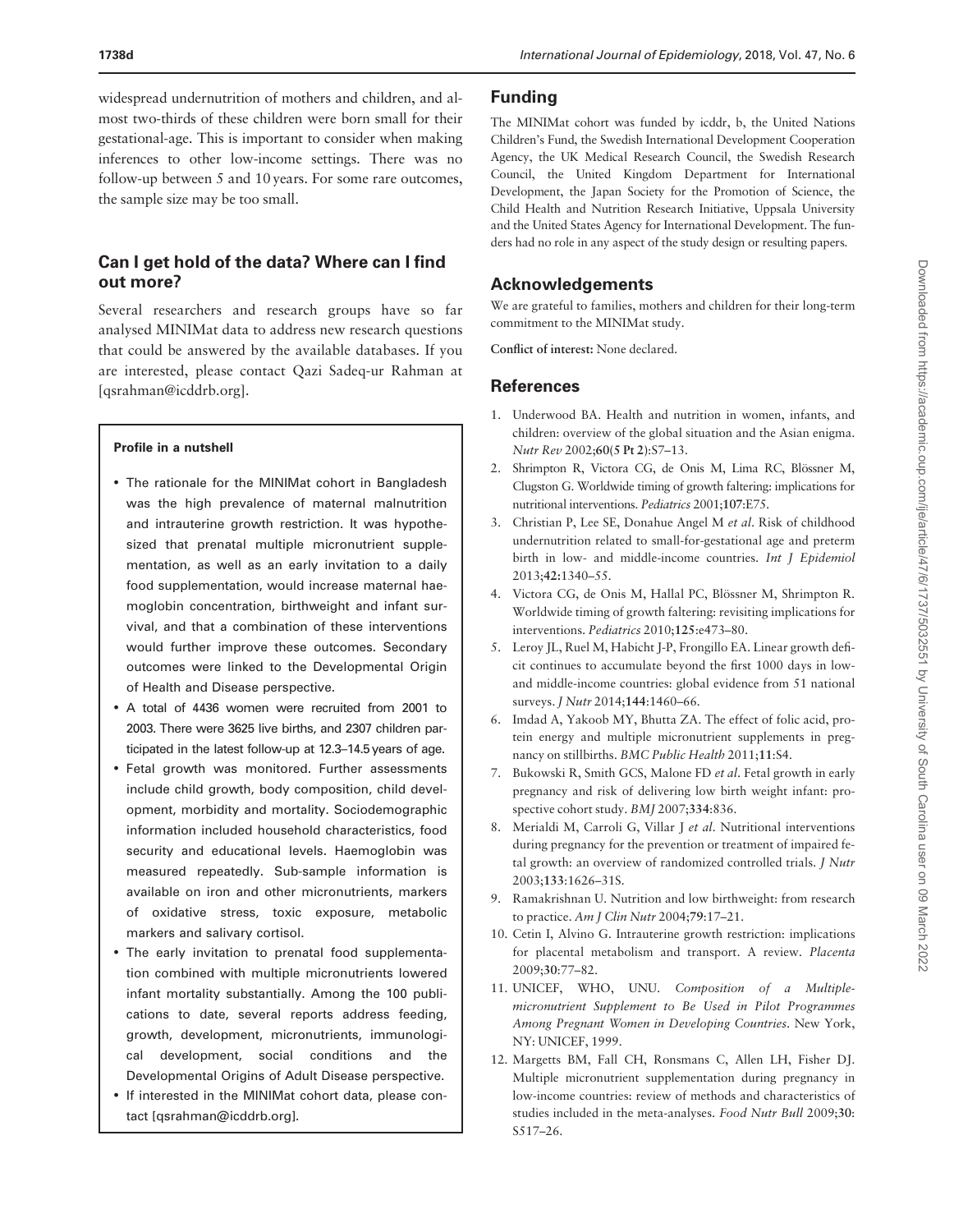widespread undernutrition of mothers and children, and almost two-thirds of these children were born small for their gestational-age. This is important to consider when making inferences to other low-income settings. There was no follow-up between 5 and 10 years. For some rare outcomes, the sample size may be too small.

## Can I get hold of the data? Where can I find out more?

Several researchers and research groups have so far analysed MINIMat data to address new research questions that could be answered by the available databases. If you are interested, please contact Qazi Sadeq-ur Rahman at [qsrahman@icddrb.org].

> **Profile in a nutshell**
>
> - The rationale for the MINIMat cohort in Bangladesh was the high prevalence of maternal malnutrition and intrauterine growth restriction. It was hypothesized that prenatal multiple micronutrient supplementation, as well as an early invitation to a daily food supplementation, would increase maternal haemoglobin concentration, birthweight and infant survival, and that a combination of these interventions would further improve these outcomes. Secondary outcomes were linked to the Developmental Origin of Health and Disease perspective.
> - A total of 4436 women were recruited from 2001 to 2003. There were 3625 live births, and 2307 children participated in the latest follow-up at 12.3–14.5 years of age.
> - Fetal growth was monitored. Further assessments include child growth, body composition, child development, morbidity and mortality. Sociodemographic information included household characteristics, food security and educational levels. Haemoglobin was measured repeatedly. Sub-sample information is available on iron and other micronutrients, markers of oxidative stress, toxic exposure, metabolic markers and salivary cortisol.
> - The early invitation to prenatal food supplementation combined with multiple micronutrients lowered infant mortality substantially. Among the 100 publications to date, several reports address feeding, growth, development, micronutrients, immunological development, social conditions and the Developmental Origins of Adult Disease perspective.
> - If interested in the MINIMat cohort data, please contact [qsrahman@icddrb.org].

## Funding

The MINIMat cohort was funded by icddr, b, the United Nations Children's Fund, the Swedish International Development Cooperation Agency, the UK Medical Research Council, the Swedish Research Council, the United Kingdom Department for International Development, the Japan Society for the Promotion of Science, the Child Health and Nutrition Research Initiative, Uppsala University and the United States Agency for International Development. The funders had no role in any aspect of the study design or resulting papers.

## Acknowledgements

We are grateful to families, mothers and children for their long-term commitment to the MINIMat study.

**Conflict of interest:** None declared.

## References

1. Underwood BA. Health and nutrition in women, infants, and children: overview of the global situation and the Asian enigma. *Nutr Rev* 2002;**60**(**5 Pt 2**):S7–13.
2. Shrimpton R, Victora CG, de Onis M, Lima RC, Blössner M, Clugston G. Worldwide timing of growth faltering: implications for nutritional interventions. *Pediatrics* 2001;**107**:E75.
3. Christian P, Lee SE, Donahue Angel M *et al*. Risk of childhood undernutrition related to small-for-gestational age and preterm birth in low- and middle-income countries. *Int J Epidemiol* 2013;**42**:1340–55.
4. Victora CG, de Onis M, Hallal PC, Blössner M, Shrimpton R. Worldwide timing of growth faltering: revisiting implications for interventions. *Pediatrics* 2010;**125**:e473–80.
5. Leroy JL, Ruel M, Habicht J-P, Frongillo EA. Linear growth deficit continues to accumulate beyond the first 1000 days in low- and middle-income countries: global evidence from 51 national surveys. *J Nutr* 2014;**144**:1460–66.
6. Imdad A, Yakoob MY, Bhutta ZA. The effect of folic acid, protein energy and multiple micronutrient supplements in pregnancy on stillbirths. *BMC Public Health* 2011;**11**:S4.
7. Bukowski R, Smith GCS, Malone FD *et al*. Fetal growth in early pregnancy and risk of delivering low birth weight infant: prospective cohort study. *BMJ* 2007;**334**:836.
8. Merialdi M, Carroli G, Villar J *et al*. Nutritional interventions during pregnancy for the prevention or treatment of impaired fetal growth: an overview of randomized controlled trials. *J Nutr* 2003;**133**:1626–31S.
9. Ramakrishnan U. Nutrition and low birthweight: from research to practice. *Am J Clin Nutr* 2004;**79**:17–21.
10. Cetin I, Alvino G. Intrauterine growth restriction: implications for placental metabolism and transport. A review. *Placenta* 2009;**30**:77–82.
11. UNICEF, WHO, UNU. *Composition of a Multiple-micronutrient Supplement to Be Used in Pilot Programmes Among Pregnant Women in Developing Countries*. New York, NY: UNICEF, 1999.
12. Margetts BM, Fall CH, Ronsmans C, Allen LH, Fisher DJ. Multiple micronutrient supplementation during pregnancy in low-income countries: review of methods and characteristics of studies included in the meta-analyses. *Food Nutr Bull* 2009;**30**: S517–26.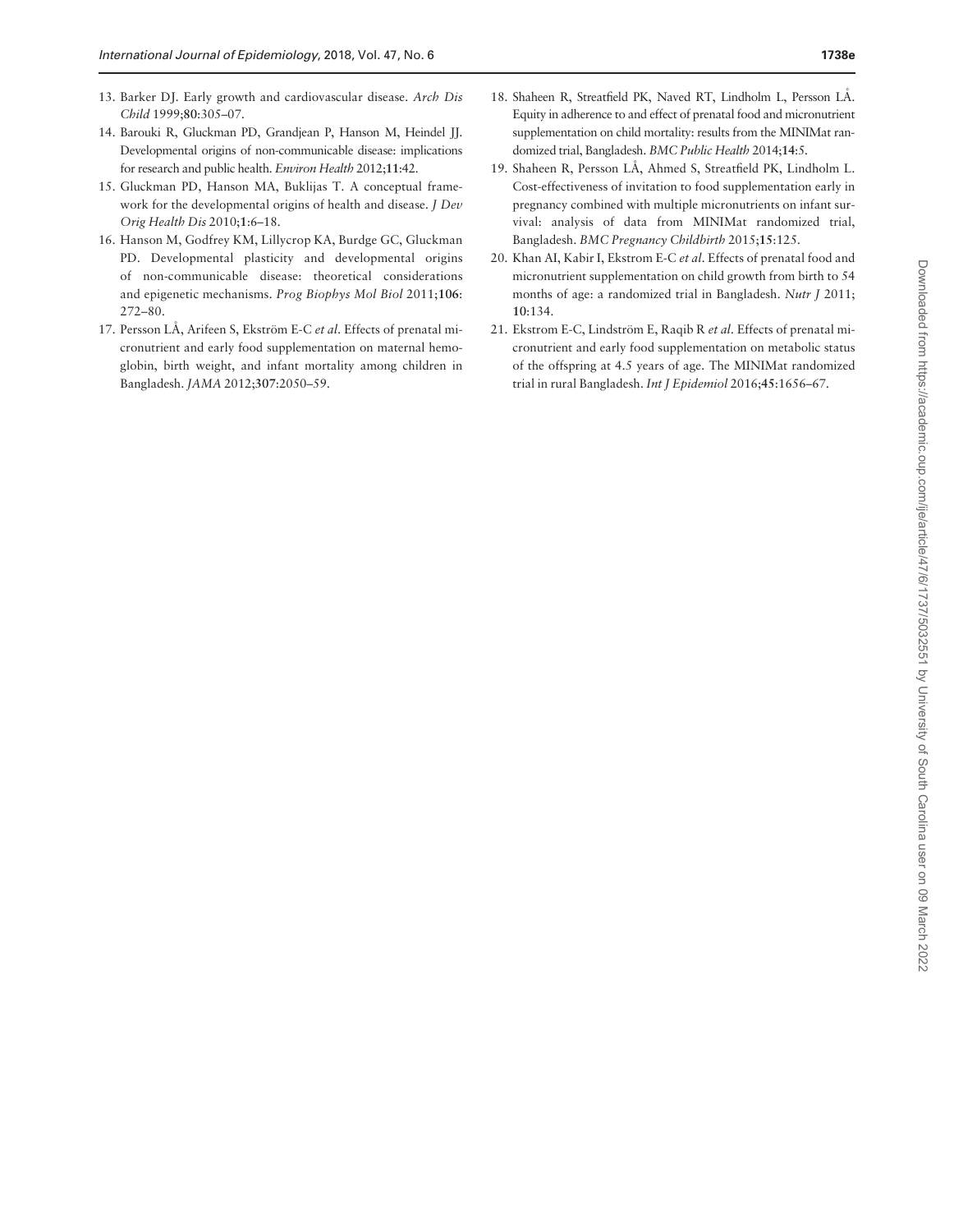13. Barker DJ. Early growth and cardiovascular disease. *Arch Dis Child* 1999;**80**:305–07.
14. Barouki R, Gluckman PD, Grandjean P, Hanson M, Heindel JJ. Developmental origins of non-communicable disease: implications for research and public health. *Environ Health* 2012;**11**:42.
15. Gluckman PD, Hanson MA, Buklijas T. A conceptual framework for the developmental origins of health and disease. *J Dev Orig Health Dis* 2010;**1**:6–18.
16. Hanson M, Godfrey KM, Lillycrop KA, Burdge GC, Gluckman PD. Developmental plasticity and developmental origins of non-communicable disease: theoretical considerations and epigenetic mechanisms. *Prog Biophys Mol Biol* 2011;**106**: 272–80.
17. Persson LÅ, Arifeen S, Ekström E-C *et al*. Effects of prenatal micronutrient and early food supplementation on maternal hemoglobin, birth weight, and infant mortality among children in Bangladesh. *JAMA* 2012;**307**:2050–59.
18. Shaheen R, Streatfield PK, Naved RT, Lindholm L, Persson LÅ. Equity in adherence to and effect of prenatal food and micronutrient supplementation on child mortality: results from the MINIMat randomized trial, Bangladesh. *BMC Public Health* 2014;**14**:5.
19. Shaheen R, Persson LÅ, Ahmed S, Streatfield PK, Lindholm L. Cost-effectiveness of invitation to food supplementation early in pregnancy combined with multiple micronutrients on infant survival: analysis of data from MINIMat randomized trial, Bangladesh. *BMC Pregnancy Childbirth* 2015;**15**:125.
20. Khan AI, Kabir I, Ekstrom E-C *et al*. Effects of prenatal food and micronutrient supplementation on child growth from birth to 54 months of age: a randomized trial in Bangladesh. *Nutr J* 2011; **10**:134.
21. Ekstrom E-C, Lindström E, Raqib R *et al*. Effects of prenatal micronutrient and early food supplementation on metabolic status of the offspring at 4.5 years of age. The MINIMat randomized trial in rural Bangladesh. *Int J Epidemiol* 2016;**45**:1656–67.